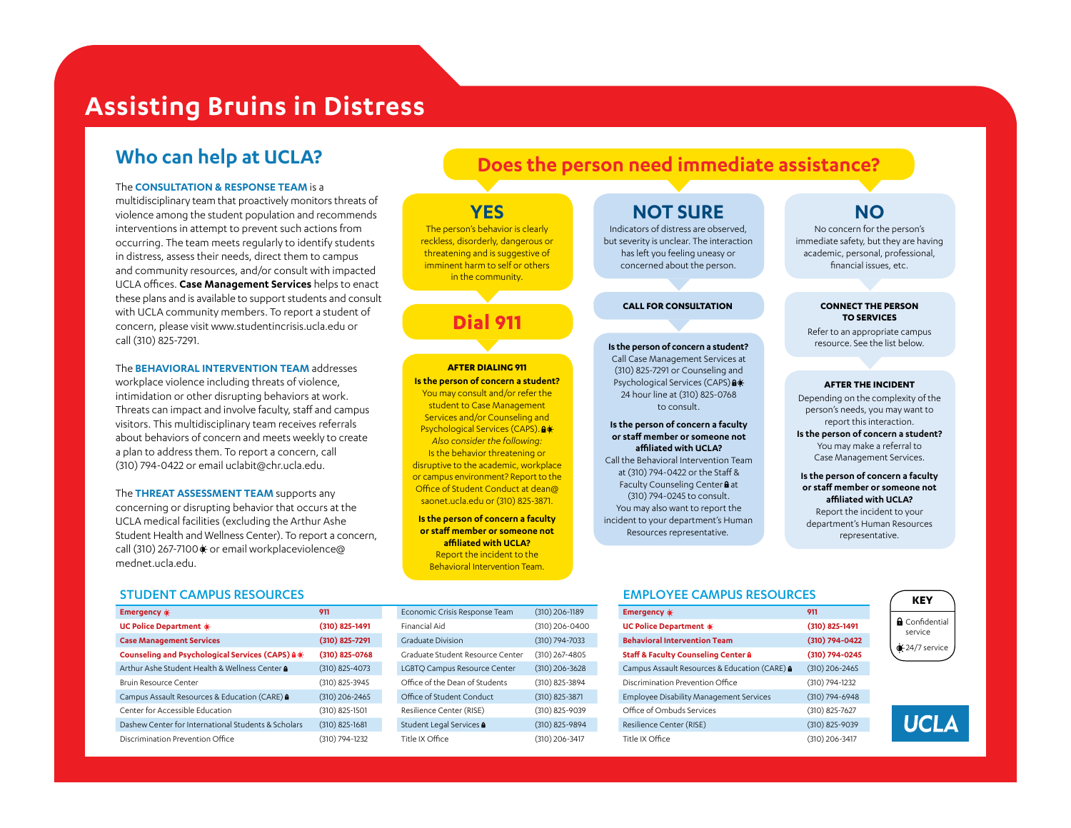# Assisting Bruins in Distress

## Who can help at UCLA?

The **CONSULTATION & RESPONSE TEAM** is a multidisciplinary team that proactively monitors threats of violence among the student population and recommends interventions in attempt to prevent such actions from occurring. The team meets regularly to identify students in distress, assess their needs, direct them to campus and community resources, and/or consult with impacted UCLA offices. **Case Management Services** helps to enact these plans and is available to support students and consult with UCLA community members. To report a student of concern, please visit www.studentincrisis.ucla.edu or call (310) 825-7291.

The **BEHAVIORAL INTERVENTION TEAM** addresses workplace violence including threats of violence, intimidation or other disrupting behaviors at work. Threats can impact and involve faculty, staff and campus visitors. This multidisciplinary team receives referrals about behaviors of concern and meets weekly to create a plan to address them. To report a concern, call (310) 794-0422 or email uclabit@chr.ucla.edu.

The **THREAT ASSESSMENT TEAM** supports any concerning or disrupting behavior that occurs at the UCLA medical facilities (excluding the Arthur Ashe Student Health and Wellness Center). To report a concern, call (310) 267-7100 (24/7) or email workplaceviolence@mednet.ucla.edu.

## Does the person need immediate assistance?

### YES

The person's behavior is clearly reckless, disorderly, dangerous or threatening and is suggestive of imminent harm to self or others in the community.

**Dial 911**

**AFTER DIALING 911**

**Is the person of concern a student?**
You may consult and/or refer the student to Case Management Services and/or Counseling and Psychological Services (CAPS). (Confidential, 24/7)
*Also consider the following:*
Is the behavior threatening or disruptive to the academic, workplace or campus environment? Report to the Office of Student Conduct at dean@saonet.ucla.edu or (310) 825-3871.

**Is the person of concern a faculty or staff member or someone not affiliated with UCLA?**
Report the incident to the Behavioral Intervention Team.

### NOT SURE

Indicators of distress are observed, but severity is unclear. The interaction has left you feeling uneasy or concerned about the person.

**CALL FOR CONSULTATION**

**Is the person of concern a student?**
Call Case Management Services at (310) 825-7291 or Counseling and Psychological Services (CAPS) (Confidential, 24/7) 24 hour line at (310) 825-0768 to consult.

**Is the person of concern a faculty or staff member or someone not affiliated with UCLA?**
Call the Behavioral Intervention Team at (310) 794-0422 or the Staff & Faculty Counseling Center (Confidential) at (310) 794-0245 to consult.
You may also want to report the incident to your department's Human Resources representative.

### NO

No concern for the person's immediate safety, but they are having academic, personal, professional, financial issues, etc.

**CONNECT THE PERSON TO SERVICES**

Refer to an appropriate campus resource. See the list below.

**AFTER THE INCIDENT**

Depending on the complexity of the person's needs, you may want to report this interaction.

**Is the person of concern a student?**
You may make a referral to Case Management Services.

**Is the person of concern a faculty or staff member or someone not affiliated with UCLA?**
Report the incident to your department's Human Resources representative.

## STUDENT CAMPUS RESOURCES

| Resource | Phone |
|---|---|
| **Emergency** (24/7) | **911** |
| **UC Police Department** (24/7) | **(310) 825-1491** |
| **Case Management Services** | **(310) 825-7291** |
| **Counseling and Psychological Services (CAPS)** (Confidential, 24/7) | **(310) 825-0768** |
| Arthur Ashe Student Health & Wellness Center (Confidential) | (310) 825-4073 |
| Bruin Resource Center | (310) 825-3945 |
| Campus Assault Resources & Education (CARE) (Confidential) | (310) 206-2465 |
| Center for Accessible Education | (310) 825-1501 |
| Dashew Center for International Students & Scholars | (310) 825-1681 |
| Discrimination Prevention Office | (310) 794-1232 |
| Economic Crisis Response Team | (310) 206-1189 |
| Financial Aid | (310) 206-0400 |
| Graduate Division | (310) 794-7033 |
| Graduate Student Resource Center | (310) 267-4805 |
| LGBTQ Campus Resource Center | (310) 206-3628 |
| Office of the Dean of Students | (310) 825-3894 |
| Office of Student Conduct | (310) 825-3871 |
| Resilience Center (RISE) | (310) 825-9039 |
| Student Legal Services (Confidential) | (310) 825-9894 |
| Title IX Office | (310) 206-3417 |

## EMPLOYEE CAMPUS RESOURCES

| Resource | Phone |
|---|---|
| **Emergency** (24/7) | **911** |
| **UC Police Department** (24/7) | **(310) 825-1491** |
| **Behavioral Intervention Team** | **(310) 794-0422** |
| **Staff & Faculty Counseling Center** (Confidential) | **(310) 794-0245** |
| Campus Assault Resources & Education (CARE) (Confidential) | (310) 206-2465 |
| Discrimination Prevention Office | (310) 794-1232 |
| Employee Disability Management Services | (310) 794-6948 |
| Office of Ombuds Services | (310) 825-7627 |
| Resilience Center (RISE) | (310) 825-9039 |
| Title IX Office | (310) 206-3417 |

**KEY**
- Confidential service
- 24/7 service

UCLA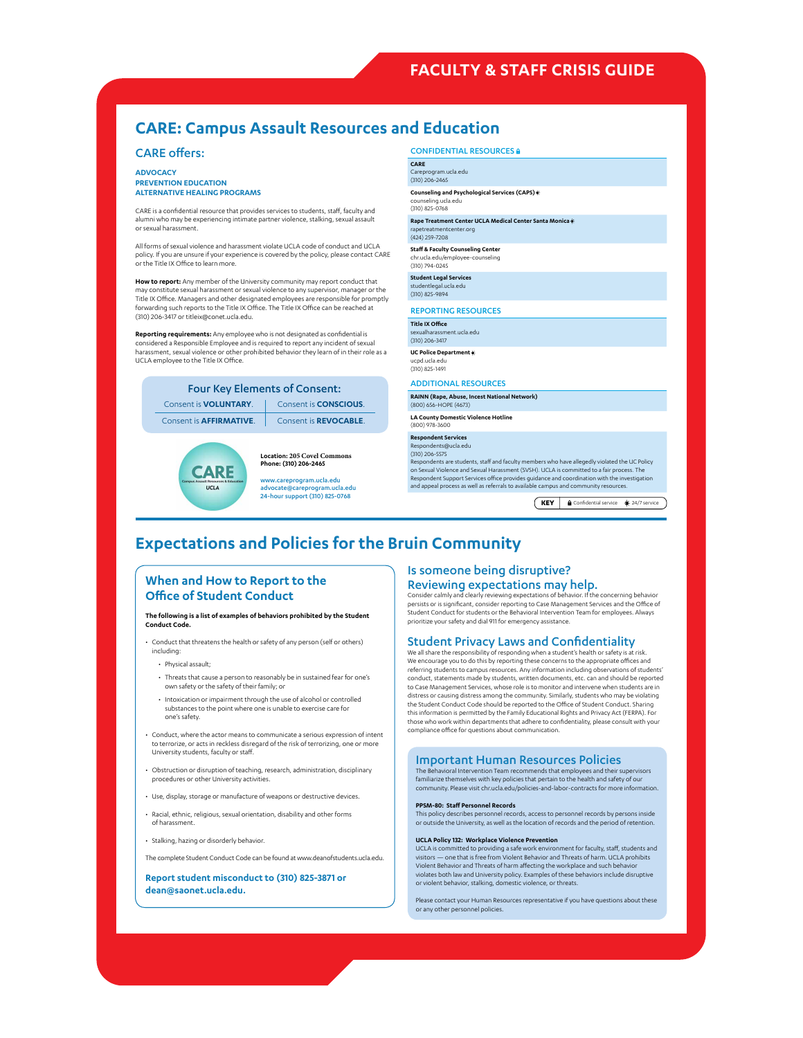# FACULTY & STAFF CRISIS GUIDE

## CARE: Campus Assault Resources and Education

### CARE offers:

**ADVOCACY**
**PREVENTION EDUCATION**
**ALTERNATIVE HEALING PROGRAMS**

CARE is a confidential resource that provides services to students, staff, faculty and alumni who may be experiencing intimate partner violence, stalking, sexual assault or sexual harassment.

All forms of sexual violence and harassment violate UCLA code of conduct and UCLA policy. If you are unsure if your experience is covered by the policy, please contact CARE or the Title IX Office to learn more.

**How to report:** Any member of the University community may report conduct that may constitute sexual harassment or sexual violence to any supervisor, manager or the Title IX Office. Managers and other designated employees are responsible for promptly forwarding such reports to the Title IX Office. The Title IX Office can be reached at (310) 206-3417 or titleix@conet.ucla.edu.

**Reporting requirements:** Any employee who is not designated as confidential is considered a Responsible Employee and is required to report any incident of sexual harassment, sexual violence or other prohibited behavior they learn of in their role as a UCLA employee to the Title IX Office.

**Four Key Elements of Consent:**

| | |
|---|---|
| Consent is **VOLUNTARY**. | Consent is **CONSCIOUS**. |
| Consent is **AFFIRMATIVE**. | Consent is **REVOCABLE**. |

CARE Campus Assault Resources & Education UCLA

**Location: 205 Covel Commons**
**Phone: (310) 206-2465**

www.careprogram.ucla.edu
advocate@careprogram.ucla.edu
24-hour support (310) 825-0768

### CONFIDENTIAL RESOURCES 🔒

**CARE**
Careprogram.ucla.edu
(310) 206-2465

**Counseling and Psychological Services (CAPS)** ✷
counseling.ucla.edu
(310) 825-0768

**Rape Treatment Center UCLA Medical Center Santa Monica** ✷
rapetreatmentcenter.org
(424) 259-7208

**Staff & Faculty Counseling Center**
chr.ucla.edu/employee-counseling
(310) 794-0245

**Student Legal Services**
studentlegal.ucla.edu
(310) 825-9894

### REPORTING RESOURCES

**Title IX Office**
sexualharassment.ucla.edu
(310) 206-3417

**UC Police Department** ✷
ucpd.ucla.edu
(310) 825-1491

### ADDITIONAL RESOURCES

**RAINN (Rape, Abuse, Incest National Network)**
(800) 656-HOPE (4673)

**LA County Domestic Violence Hotline**
(800) 978-3600

**Respondent Services**
Respondents@ucla.edu
(310) 206-5575
Respondents are students, staff and faculty members who have allegedly violated the UC Policy on Sexual Violence and Sexual Harassment (SVSH). UCLA is committed to a fair process. The Respondent Support Services office provides guidance and coordination with the investigation and appeal process as well as referrals to available campus and community resources.

**KEY** 🔒 Confidential service ✷ 24/7 service

## Expectations and Policies for the Bruin Community

### When and How to Report to the Office of Student Conduct

**The following is a list of examples of behaviors prohibited by the Student Conduct Code.**

- Conduct that threatens the health or safety of any person (self or others) including:
  - Physical assault;
  - Threats that cause a person to reasonably be in sustained fear for one's own safety or the safety of their family; or
  - Intoxication or impairment through the use of alcohol or controlled substances to the point where one is unable to exercise care for one's safety.
- Conduct, where the actor means to communicate a serious expression of intent to terrorize, or acts in reckless disregard of the risk of terrorizing, one or more University students, faculty or staff.
- Obstruction or disruption of teaching, research, administration, disciplinary procedures or other University activities.
- Use, display, storage or manufacture of weapons or destructive devices.
- Racial, ethnic, religious, sexual orientation, disability and other forms of harassment.
- Stalking, hazing or disorderly behavior.

The complete Student Conduct Code can be found at www.deanofstudents.ucla.edu.

**Report student misconduct to (310) 825-3871 or dean@saonet.ucla.edu.**

### Is someone being disruptive? Reviewing expectations may help.

Consider calmly and clearly reviewing expectations of behavior. If the concerning behavior persists or is significant, consider reporting to Case Management Services and the Office of Student Conduct for students or the Behavioral Intervention Team for employees. Always prioritize your safety and dial 911 for emergency assistance.

### Student Privacy Laws and Confidentiality

We all share the responsibility of responding when a student's health or safety is at risk. We encourage you to do this by reporting these concerns to the appropriate offices and referring students to campus resources. Any information including observations of students' conduct, statements made by students, written documents, etc. can and should be reported to Case Management Services, whose role is to monitor and intervene when students are in distress or causing distress among the community. Similarly, students who may be violating the Student Conduct Code should be reported to the Office of Student Conduct. Sharing this information is permitted by the Family Educational Rights and Privacy Act (FERPA). For those who work within departments that adhere to confidentiality, please consult with your compliance office for questions about communication.

### Important Human Resources Policies

The Behavioral Intervention Team recommends that employees and their supervisors familiarize themselves with key policies that pertain to the health and safety of our community. Please visit chr.ucla.edu/policies-and-labor-contracts for more information.

**PPSM-80: Staff Personnel Records**
This policy describes personnel records, access to personnel records by persons inside or outside the University, as well as the location of records and the period of retention.

**UCLA Policy 132: Workplace Violence Prevention**
UCLA is committed to providing a safe work environment for faculty, staff, students and visitors — one that is free from Violent Behavior and Threats of harm. UCLA prohibits Violent Behavior and Threats of harm affecting the workplace and such behavior violates both law and University policy. Examples of these behaviors include disruptive or violent behavior, stalking, domestic violence, or threats.

Please contact your Human Resources representative if you have questions about these or any other personnel policies.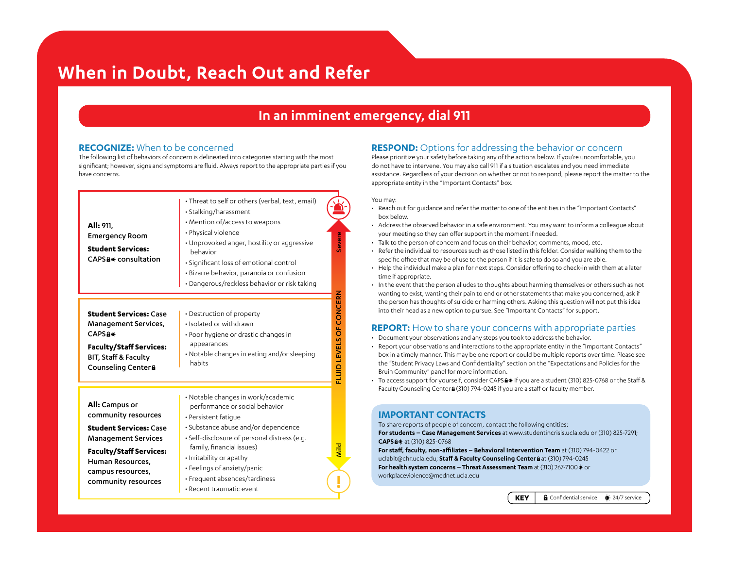# When in Doubt, Reach Out and Refer

## In an imminent emergency, dial 911

### RECOGNIZE: When to be concerned

The following list of behaviors of concern is delineated into categories starting with the most significant; however, signs and symptoms are fluid. Always report to the appropriate parties if you have concerns.

FLUID LEVELS OF CONCERN (Severe → Mild)

| Who to contact | Behaviors of concern |
| --- | --- |
| **All:** 911, Emergency Room<br>**Student Services:** CAPS 🔒☀ consultation | • Threat to self or others (verbal, text, email)<br>• Stalking/harassment<br>• Mention of/access to weapons<br>• Physical violence<br>• Unprovoked anger, hostility or aggressive behavior<br>• Significant loss of emotional control<br>• Bizarre behavior, paranoia or confusion<br>• Dangerous/reckless behavior or risk taking |
| **Student Services:** Case Management Services, CAPS 🔒☀<br>**Faculty/Staff Services:** BIT, Staff & Faculty Counseling Center 🔒 | • Destruction of property<br>• Isolated or withdrawn<br>• Poor hygiene or drastic changes in appearances<br>• Notable changes in eating and/or sleeping habits |
| **All:** Campus or community resources<br>**Student Services:** Case Management Services<br>**Faculty/Staff Services:** Human Resources, campus resources, community resources | • Notable changes in work/academic performance or social behavior<br>• Persistent fatigue<br>• Substance abuse and/or dependence<br>• Self-disclosure of personal distress (e.g. family, financial issues)<br>• Irritability or apathy<br>• Feelings of anxiety/panic<br>• Frequent absences/tardiness<br>• Recent traumatic event |

### RESPOND: Options for addressing the behavior or concern

Please prioritize your safety before taking any of the actions below. If you're uncomfortable, you do not have to intervene. You may also call 911 if a situation escalates and you need immediate assistance. Regardless of your decision on whether or not to respond, please report the matter to the appropriate entity in the "Important Contacts" box.

You may:

- Reach out for guidance and refer the matter to one of the entities in the "Important Contacts" box below.
- Address the observed behavior in a safe environment. You may want to inform a colleague about your meeting so they can offer support in the moment if needed.
- Talk to the person of concern and focus on their behavior, comments, mood, etc.
- Refer the individual to resources such as those listed in this folder. Consider walking them to the specific office that may be of use to the person if it is safe to do so and you are able.
- Help the individual make a plan for next steps. Consider offering to check-in with them at a later time if appropriate.
- In the event that the person alludes to thoughts about harming themselves or others such as not wanting to exist, wanting their pain to end or other statements that make you concerned, ask if the person has thoughts of suicide or harming others. Asking this question will not put this idea into their head as a new option to pursue. See "Important Contacts" for support.

### REPORT: How to share your concerns with appropriate parties

- Document your observations and any steps you took to address the behavior.
- Report your observations and interactions to the appropriate entity in the "Important Contacts" box in a timely manner. This may be one report or could be multiple reports over time. Please see the "Student Privacy Laws and Confidentiality" section on the "Expectations and Policies for the Bruin Community" panel for more information.
- To access support for yourself, consider CAPS 🔒☀ if you are a student (310) 825-0768 or the Staff & Faculty Counseling Center 🔒 (310) 794-0245 if you are a staff or faculty member.

### IMPORTANT CONTACTS

To share reports of people of concern, contact the following entities:
**For students – Case Management Services** at www.studentincrisis.ucla.edu or (310) 825-7291; **CAPS** 🔒☀ at (310) 825-0768
**For staff, faculty, non-affiliates – Behavioral Intervention Team** at (310) 794-0422 or uclabit@chr.ucla.edu; **Staff & Faculty Counseling Center** 🔒 at (310) 794-0245
**For health system concerns – Threat Assessment Team** at (310) 267-7100 ☀ or workplaceviolence@mednet.ucla.edu

**KEY** 🔒 Confidential service ☀ 24/7 service